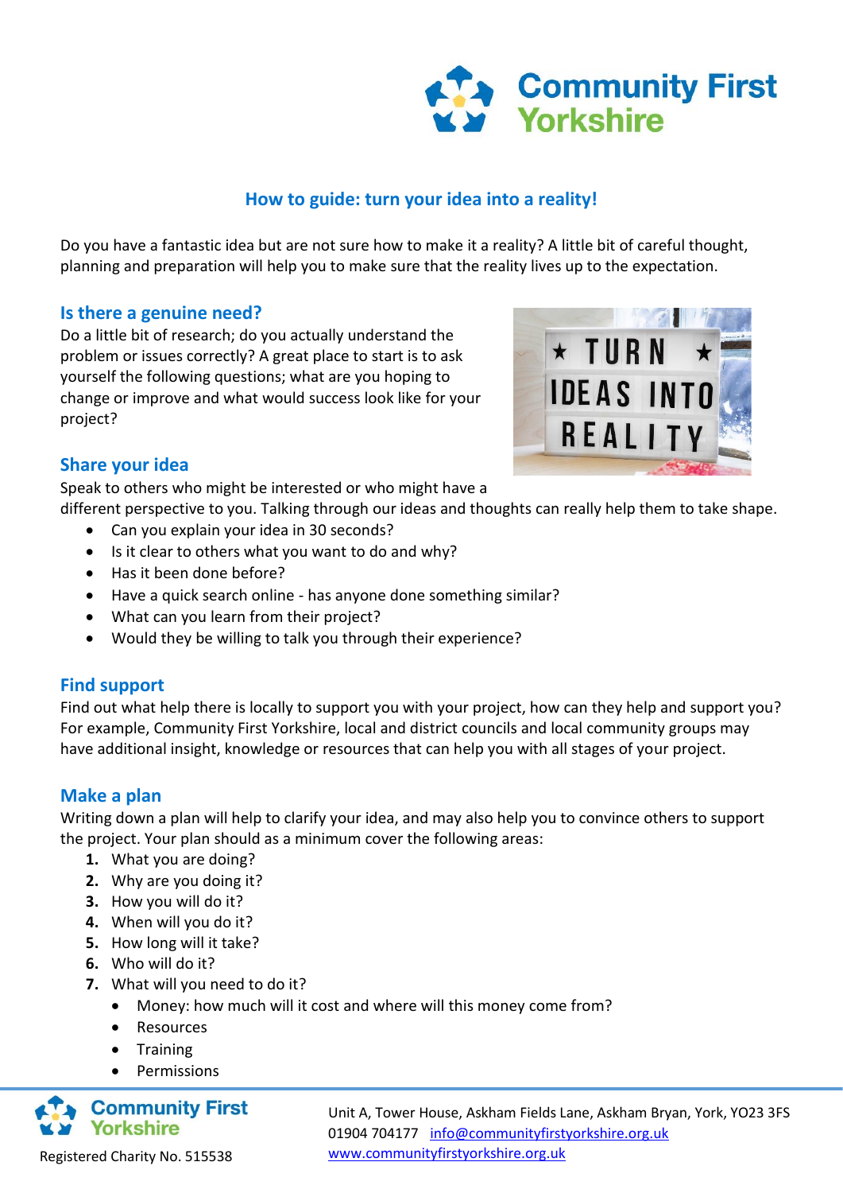# How to guide: turn your idea into a reality!

Do you have a fantastic idea but are not sure how to make it a reality? A little bit of careful thought, planning and preparation will help you to make sure that the reality lives up to the expectation.

## Is there a genuine need?

Do a little bit of research; do you actually understand the problem or issues correctly? A great place to start is to ask yourself the following questions; what are you hoping to change or improve and what would success look like for your project?

## Share your idea

Speak to others who might be interested or who might have a different perspective to you. Talking through our ideas and thoughts can really help them to take shape.

- Can you explain your idea in 30 seconds?
- Is it clear to others what you want to do and why?
- Has it been done before?
- Have a quick search online - has anyone done something similar?
- What can you learn from their project?
- Would they be willing to talk you through their experience?

## Find support

Find out what help there is locally to support you with your project, how can they help and support you? For example, Community First Yorkshire, local and district councils and local community groups may have additional insight, knowledge or resources that can help you with all stages of your project.

## Make a plan

Writing down a plan will help to clarify your idea, and may also help you to convince others to support the project. Your plan should as a minimum cover the following areas:

1. What you are doing?
2. Why are you doing it?
3. How you will do it?
4. When will you do it?
5. How long will it take?
6. Who will do it?
7. What will you need to do it?
    - Money: how much will it cost and where will this money come from?
    - Resources
    - Training
    - Permissions

Registered Charity No. 515538

Unit A, Tower House, Askham Fields Lane, Askham Bryan, York, YO23 3FS
01904 704177 info@communityfirstyorkshire.org.uk
www.communityfirstyorkshire.org.uk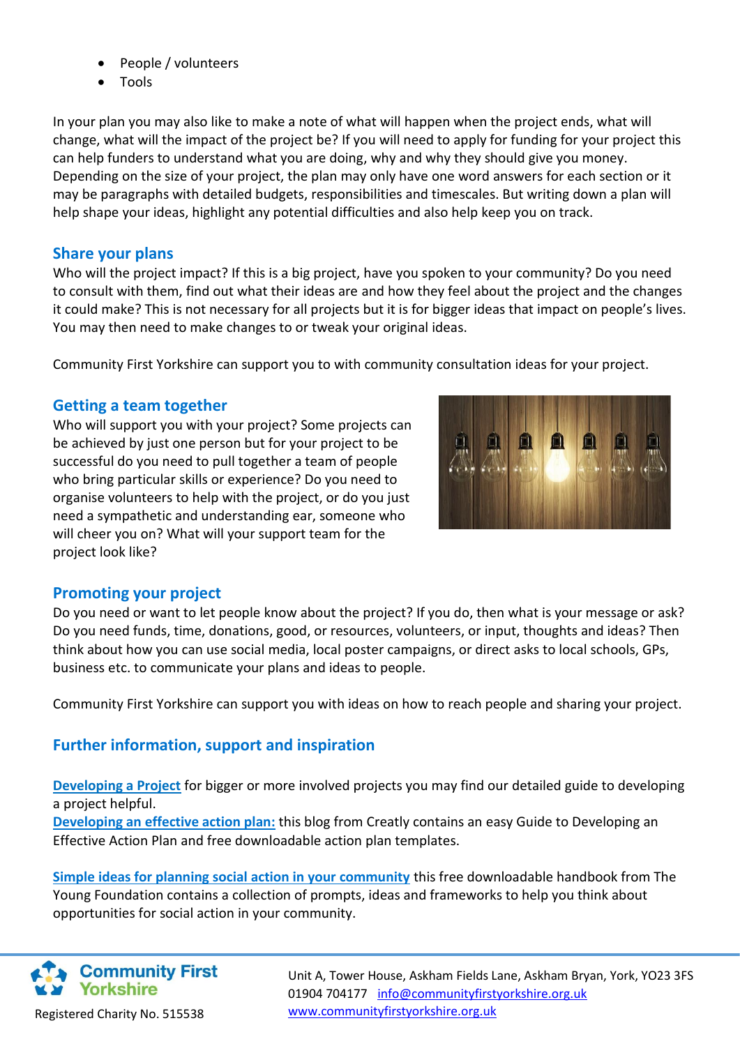- People / volunteers
- Tools

In your plan you may also like to make a note of what will happen when the project ends, what will change, what will the impact of the project be? If you will need to apply for funding for your project this can help funders to understand what you are doing, why and why they should give you money. Depending on the size of your project, the plan may only have one word answers for each section or it may be paragraphs with detailed budgets, responsibilities and timescales. But writing down a plan will help shape your ideas, highlight any potential difficulties and also help keep you on track.

## Share your plans

Who will the project impact? If this is a big project, have you spoken to your community? Do you need to consult with them, find out what their ideas are and how they feel about the project and the changes it could make? This is not necessary for all projects but it is for bigger ideas that impact on people's lives. You may then need to make changes to or tweak your original ideas.

Community First Yorkshire can support you to with community consultation ideas for your project.

## Getting a team together

Who will support you with your project? Some projects can be achieved by just one person but for your project to be successful do you need to pull together a team of people who bring particular skills or experience? Do you need to organise volunteers to help with the project, or do you just need a sympathetic and understanding ear, someone who will cheer you on? What will your support team for the project look like?

## Promoting your project

Do you need or want to let people know about the project? If you do, then what is your message or ask? Do you need funds, time, donations, good, or resources, volunteers, or input, thoughts and ideas? Then think about how you can use social media, local poster campaigns, or direct asks to local schools, GPs, business etc. to communicate your plans and ideas to people.

Community First Yorkshire can support you with ideas on how to reach people and sharing your project.

## Further information, support and inspiration

**Developing a Project** for bigger or more involved projects you may find our detailed guide to developing a project helpful.
**Developing an effective action plan:** this blog from Creatly contains an easy Guide to Developing an Effective Action Plan and free downloadable action plan templates.

**Simple ideas for planning social action in your community** this free downloadable handbook from The Young Foundation contains a collection of prompts, ideas and frameworks to help you think about opportunities for social action in your community.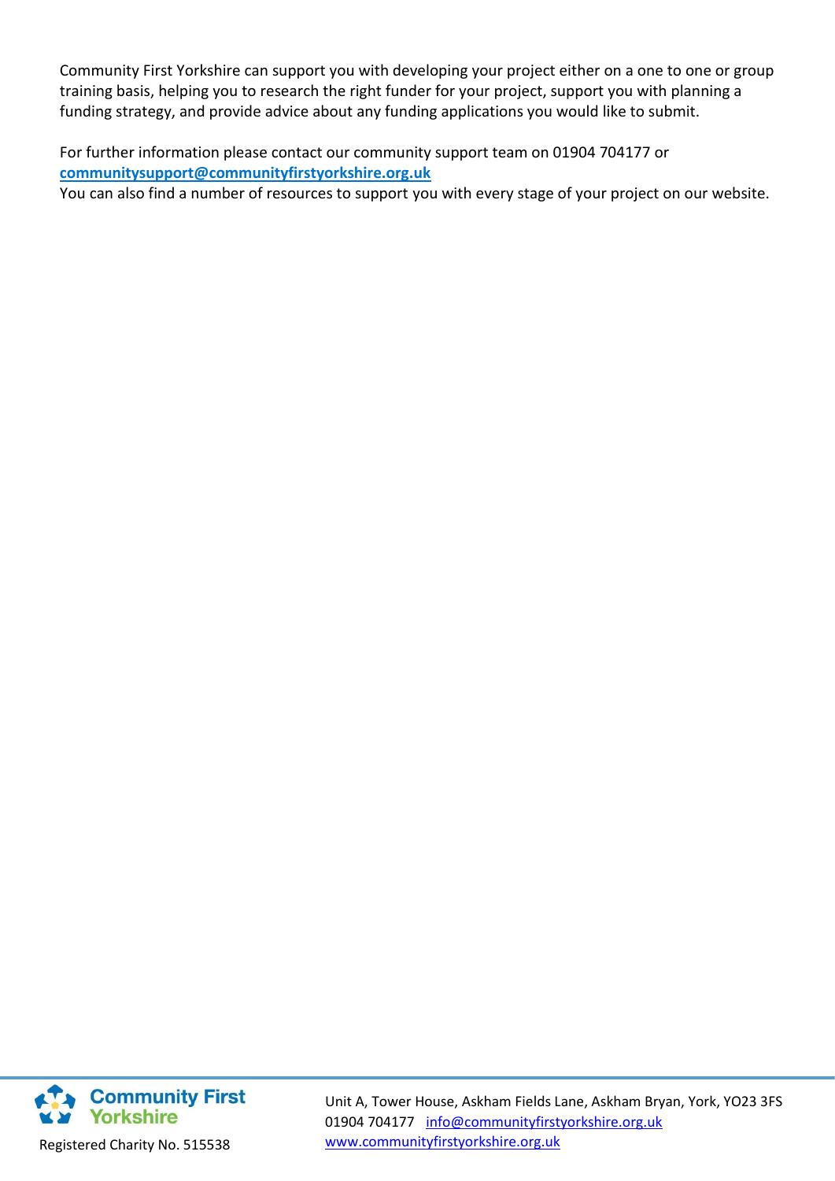Community First Yorkshire can support you with developing your project either on a one to one or group training basis, helping you to research the right funder for your project, support you with planning a funding strategy, and provide advice about any funding applications you would like to submit.

For further information please contact our community support team on 01904 704177 or **communitysupport@communityfirstyorkshire.org.uk**
You can also find a number of resources to support you with every stage of your project on our website.